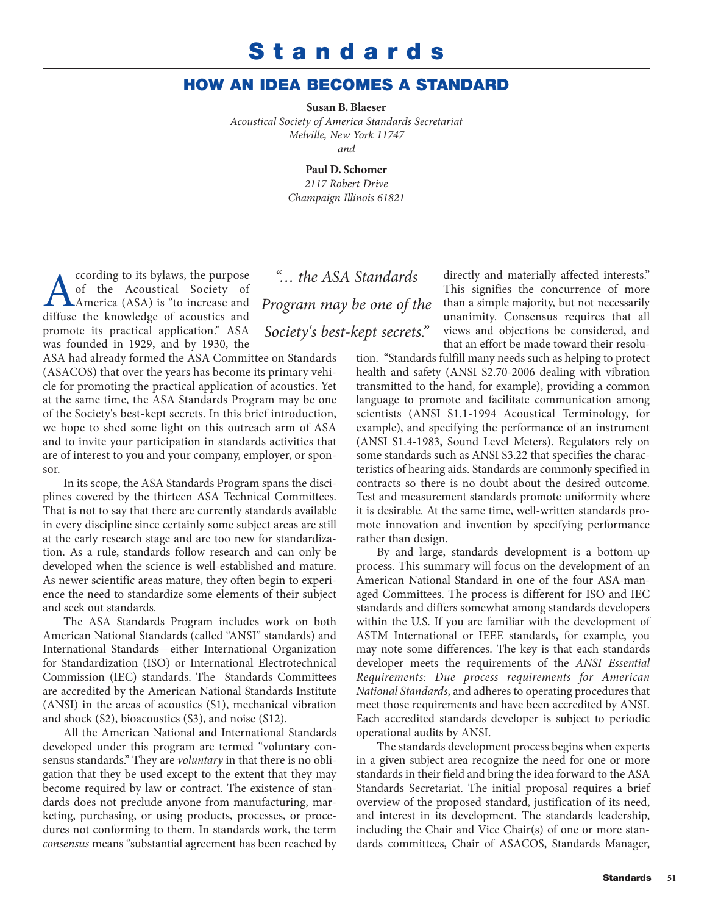# Standards

## HOW AN IDEA BECOMES A STANDARD

**Susan B. Blaeser**
*Acoustical Society of America Standards Secretariat*
*Melville, New York 11747*
*and*

**Paul D. Schomer**
*2117 Robert Drive*
*Champaign Illinois 61821*

According to its bylaws, the purpose of the Acoustical Society of America (ASA) is "to increase and diffuse the knowledge of acoustics and promote its practical application." ASA was founded in 1929, and by 1930, the ASA had already formed the ASA Committee on Standards (ASACOS) that over the years has become its primary vehicle for promoting the practical application of acoustics. Yet at the same time, the ASA Standards Program may be one of the Society's best-kept secrets. In this brief introduction, we hope to shed some light on this outreach arm of ASA and to invite your participation in standards activities that are of interest to you and your company, employer, or sponsor.

*"… the ASA Standards Program may be one of the Society's best-kept secrets."*

In its scope, the ASA Standards Program spans the disciplines covered by the thirteen ASA Technical Committees. That is not to say that there are currently standards available in every discipline since certainly some subject areas are still at the early research stage and are too new for standardization. As a rule, standards follow research and can only be developed when the science is well-established and mature. As newer scientific areas mature, they often begin to experience the need to standardize some elements of their subject and seek out standards.

The ASA Standards Program includes work on both American National Standards (called "ANSI" standards) and International Standards—either International Organization for Standardization (ISO) or International Electrotechnical Commission (IEC) standards. The Standards Committees are accredited by the American National Standards Institute (ANSI) in the areas of acoustics (S1), mechanical vibration and shock (S2), bioacoustics (S3), and noise (S12).

All the American National and International Standards developed under this program are termed "voluntary consensus standards." They are *voluntary* in that there is no obligation that they be used except to the extent that they may become required by law or contract. The existence of standards does not preclude anyone from manufacturing, marketing, purchasing, or using products, processes, or procedures not conforming to them. In standards work, the term *consensus* means "substantial agreement has been reached by directly and materially affected interests." This signifies the concurrence of more than a simple majority, but not necessarily unanimity. Consensus requires that all views and objections be considered, and that an effort be made toward their resolution.[1] "Standards fulfill many needs such as helping to protect health and safety (ANSI S2.70-2006 dealing with vibration transmitted to the hand, for example), providing a common language to promote and facilitate communication among scientists (ANSI S1.1-1994 Acoustical Terminology, for example), and specifying the performance of an instrument (ANSI S1.4-1983, Sound Level Meters). Regulators rely on some standards such as ANSI S3.22 that specifies the characteristics of hearing aids. Standards are commonly specified in contracts so there is no doubt about the desired outcome. Test and measurement standards promote uniformity where it is desirable. At the same time, well-written standards promote innovation and invention by specifying performance rather than design.

By and large, standards development is a bottom-up process. This summary will focus on the development of an American National Standard in one of the four ASA-managed Committees. The process is different for ISO and IEC standards and differs somewhat among standards developers within the U.S. If you are familiar with the development of ASTM International or IEEE standards, for example, you may note some differences. The key is that each standards developer meets the requirements of the *ANSI Essential Requirements: Due process requirements for American National Standards*, and adheres to operating procedures that meet those requirements and have been accredited by ANSI. Each accredited standards developer is subject to periodic operational audits by ANSI.

The standards development process begins when experts in a given subject area recognize the need for one or more standards in their field and bring the idea forward to the ASA Standards Secretariat. The initial proposal requires a brief overview of the proposed standard, justification of its need, and interest in its development. The standards leadership, including the Chair and Vice Chair(s) of one or more standards committees, Chair of ASACOS, Standards Manager,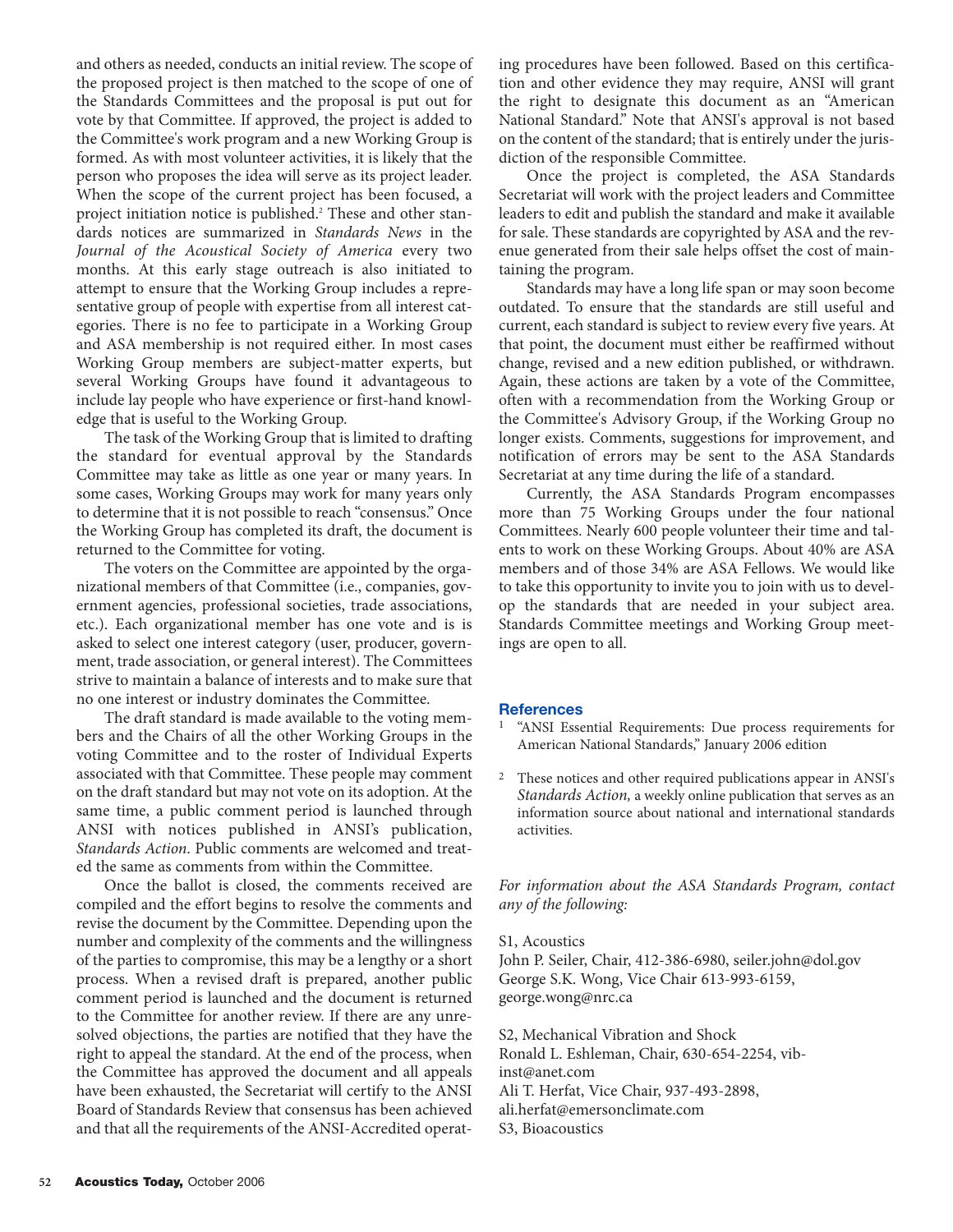and others as needed, conducts an initial review. The scope of the proposed project is then matched to the scope of one of the Standards Committees and the proposal is put out for vote by that Committee. If approved, the project is added to the Committee's work program and a new Working Group is formed. As with most volunteer activities, it is likely that the person who proposes the idea will serve as its project leader. When the scope of the current project has been focused, a project initiation notice is published.[2] These and other standards notices are summarized in *Standards News* in the *Journal of the Acoustical Society of America* every two months. At this early stage outreach is also initiated to attempt to ensure that the Working Group includes a representative group of people with expertise from all interest categories. There is no fee to participate in a Working Group and ASA membership is not required either. In most cases Working Group members are subject-matter experts, but several Working Groups have found it advantageous to include lay people who have experience or first-hand knowledge that is useful to the Working Group.

The task of the Working Group that is limited to drafting the standard for eventual approval by the Standards Committee may take as little as one year or many years. In some cases, Working Groups may work for many years only to determine that it is not possible to reach "consensus." Once the Working Group has completed its draft, the document is returned to the Committee for voting.

The voters on the Committee are appointed by the organizational members of that Committee (i.e., companies, government agencies, professional societies, trade associations, etc.). Each organizational member has one vote and is is asked to select one interest category (user, producer, government, trade association, or general interest). The Committees strive to maintain a balance of interests and to make sure that no one interest or industry dominates the Committee.

The draft standard is made available to the voting members and the Chairs of all the other Working Groups in the voting Committee and to the roster of Individual Experts associated with that Committee. These people may comment on the draft standard but may not vote on its adoption. At the same time, a public comment period is launched through ANSI with notices published in ANSI's publication, *Standards Action*. Public comments are welcomed and treated the same as comments from within the Committee.

Once the ballot is closed, the comments received are compiled and the effort begins to resolve the comments and revise the document by the Committee. Depending upon the number and complexity of the comments and the willingness of the parties to compromise, this may be a lengthy or a short process. When a revised draft is prepared, another public comment period is launched and the document is returned to the Committee for another review. If there are any unresolved objections, the parties are notified that they have the right to appeal the standard. At the end of the process, when the Committee has approved the document and all appeals have been exhausted, the Secretariat will certify to the ANSI Board of Standards Review that consensus has been achieved and that all the requirements of the ANSI-Accredited operating procedures have been followed. Based on this certification and other evidence they may require, ANSI will grant the right to designate this document as an "American National Standard." Note that ANSI's approval is not based on the content of the standard; that is entirely under the jurisdiction of the responsible Committee.

Once the project is completed, the ASA Standards Secretariat will work with the project leaders and Committee leaders to edit and publish the standard and make it available for sale. These standards are copyrighted by ASA and the revenue generated from their sale helps offset the cost of maintaining the program.

Standards may have a long life span or may soon become outdated. To ensure that the standards are still useful and current, each standard is subject to review every five years. At that point, the document must either be reaffirmed without change, revised and a new edition published, or withdrawn. Again, these actions are taken by a vote of the Committee, often with a recommendation from the Working Group or the Committee's Advisory Group, if the Working Group no longer exists. Comments, suggestions for improvement, and notification of errors may be sent to the ASA Standards Secretariat at any time during the life of a standard.

Currently, the ASA Standards Program encompasses more than 75 Working Groups under the four national Committees. Nearly 600 people volunteer their time and talents to work on these Working Groups. About 40% are ASA members and of those 34% are ASA Fellows. We would like to take this opportunity to invite you to join with us to develop the standards that are needed in your subject area. Standards Committee meetings and Working Group meetings are open to all.

## References

1. "ANSI Essential Requirements: Due process requirements for American National Standards," January 2006 edition

2. These notices and other required publications appear in ANSI's *Standards Action,* a weekly online publication that serves as an information source about national and international standards activities.

*For information about the ASA Standards Program, contact any of the following:*

S1, Acoustics
John P. Seiler, Chair, 412-386-6980, seiler.john@dol.gov
George S.K. Wong, Vice Chair 613-993-6159, george.wong@nrc.ca

S2, Mechanical Vibration and Shock
Ronald L. Eshleman, Chair, 630-654-2254, vibinst@anet.com
Ali T. Herfat, Vice Chair, 937-493-2898, ali.herfat@emersonclimate.com

S3, Bioacoustics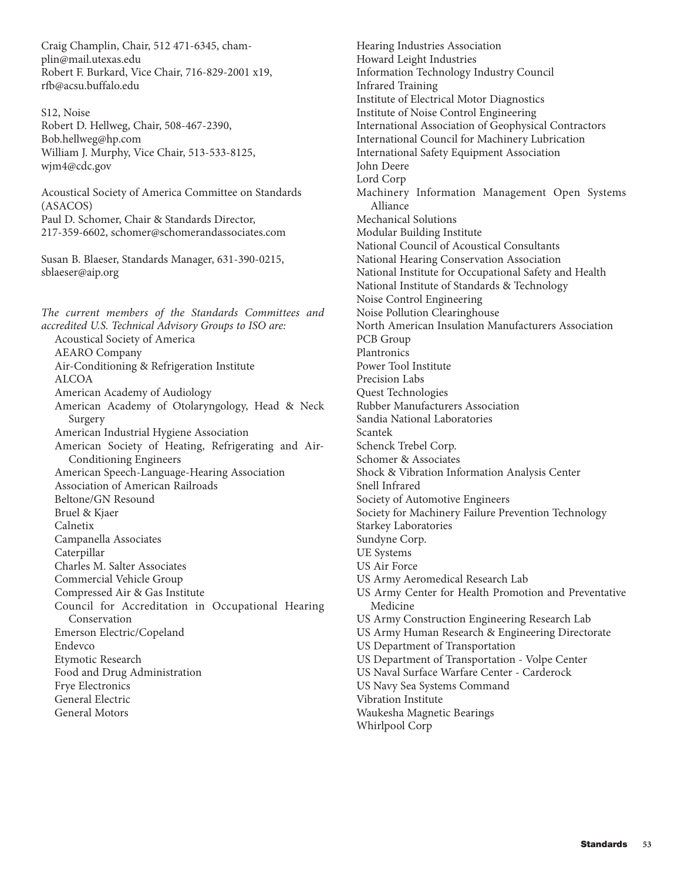Craig Champlin, Chair, 512 471-6345, champlin@mail.utexas.edu
Robert F. Burkard, Vice Chair, 716-829-2001 x19, rfb@acsu.buffalo.edu

S12, Noise
Robert D. Hellweg, Chair, 508-467-2390, Bob.hellweg@hp.com
William J. Murphy, Vice Chair, 513-533-8125, wjm4@cdc.gov

Acoustical Society of America Committee on Standards (ASACOS)
Paul D. Schomer, Chair & Standards Director, 217-359-6602, schomer@schomerandassociates.com

Susan B. Blaeser, Standards Manager, 631-390-0215, sblaeser@aip.org

*The current members of the Standards Committees and accredited U.S. Technical Advisory Groups to ISO are:*

- Acoustical Society of America
- AEARO Company
- Air-Conditioning & Refrigeration Institute
- ALCOA
- American Academy of Audiology
- American Academy of Otolaryngology, Head & Neck Surgery
- American Industrial Hygiene Association
- American Society of Heating, Refrigerating and Air-Conditioning Engineers
- American Speech-Language-Hearing Association
- Association of American Railroads
- Beltone/GN Resound
- Bruel & Kjaer
- Calnetix
- Campanella Associates
- Caterpillar
- Charles M. Salter Associates
- Commercial Vehicle Group
- Compressed Air & Gas Institute
- Council for Accreditation in Occupational Hearing Conservation
- Emerson Electric/Copeland
- Endevco
- Etymotic Research
- Food and Drug Administration
- Frye Electronics
- General Electric
- General Motors
- Hearing Industries Association
- Howard Leight Industries
- Information Technology Industry Council
- Infrared Training
- Institute of Electrical Motor Diagnostics
- Institute of Noise Control Engineering
- International Association of Geophysical Contractors
- International Council for Machinery Lubrication
- International Safety Equipment Association
- John Deere
- Lord Corp
- Machinery Information Management Open Systems Alliance
- Mechanical Solutions
- Modular Building Institute
- National Council of Acoustical Consultants
- National Hearing Conservation Association
- National Institute for Occupational Safety and Health
- National Institute of Standards & Technology
- Noise Control Engineering
- Noise Pollution Clearinghouse
- North American Insulation Manufacturers Association
- PCB Group
- Plantronics
- Power Tool Institute
- Precision Labs
- Quest Technologies
- Rubber Manufacturers Association
- Sandia National Laboratories
- Scantek
- Schenck Trebel Corp.
- Schomer & Associates
- Shock & Vibration Information Analysis Center
- Snell Infrared
- Society of Automotive Engineers
- Society for Machinery Failure Prevention Technology
- Starkey Laboratories
- Sundyne Corp.
- UE Systems
- US Air Force
- US Army Aeromedical Research Lab
- US Army Center for Health Promotion and Preventative Medicine
- US Army Construction Engineering Research Lab
- US Army Human Research & Engineering Directorate
- US Department of Transportation
- US Department of Transportation - Volpe Center
- US Naval Surface Warfare Center - Carderock
- US Navy Sea Systems Command
- Vibration Institute
- Waukesha Magnetic Bearings
- Whirlpool Corp